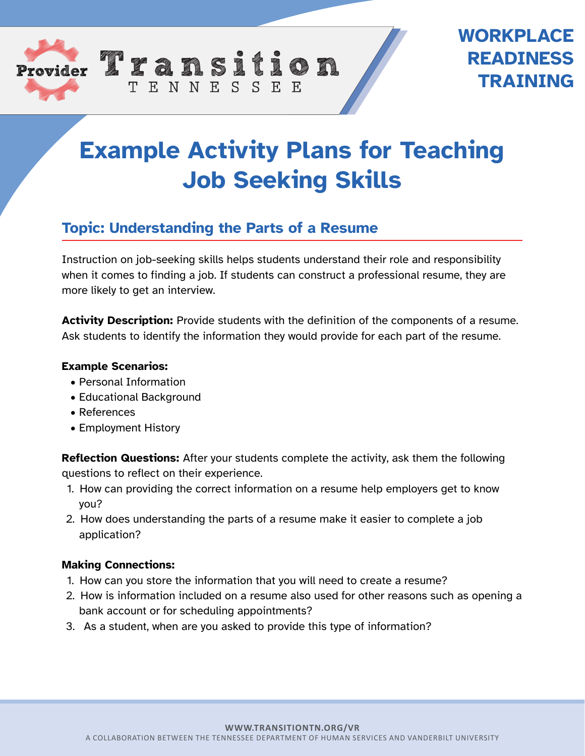Provider Transition TENNESSEE

**WORKPLACE READINESS TRAINING**

# Example Activity Plans for Teaching Job Seeking Skills

## Topic: Understanding the Parts of a Resume

Instruction on job-seeking skills helps students understand their role and responsibility when it comes to finding a job. If students can construct a professional resume, they are more likely to get an interview.

**Activity Description:** Provide students with the definition of the components of a resume. Ask students to identify the information they would provide for each part of the resume.

**Example Scenarios:**

- Personal Information
- Educational Background
- References
- Employment History

**Reflection Questions:** After your students complete the activity, ask them the following questions to reflect on their experience.

1. How can providing the correct information on a resume help employers get to know you?
2. How does understanding the parts of a resume make it easier to complete a job application?

**Making Connections:**

1. How can you store the information that you will need to create a resume?
2. How is information included on a resume also used for other reasons such as opening a bank account or for scheduling appointments?
3. As a student, when are you asked to provide this type of information?

WWW.TRANSITIONTN.ORG/VR

A COLLABORATION BETWEEN THE TENNESSEE DEPARTMENT OF HUMAN SERVICES AND VANDERBILT UNIVERSITY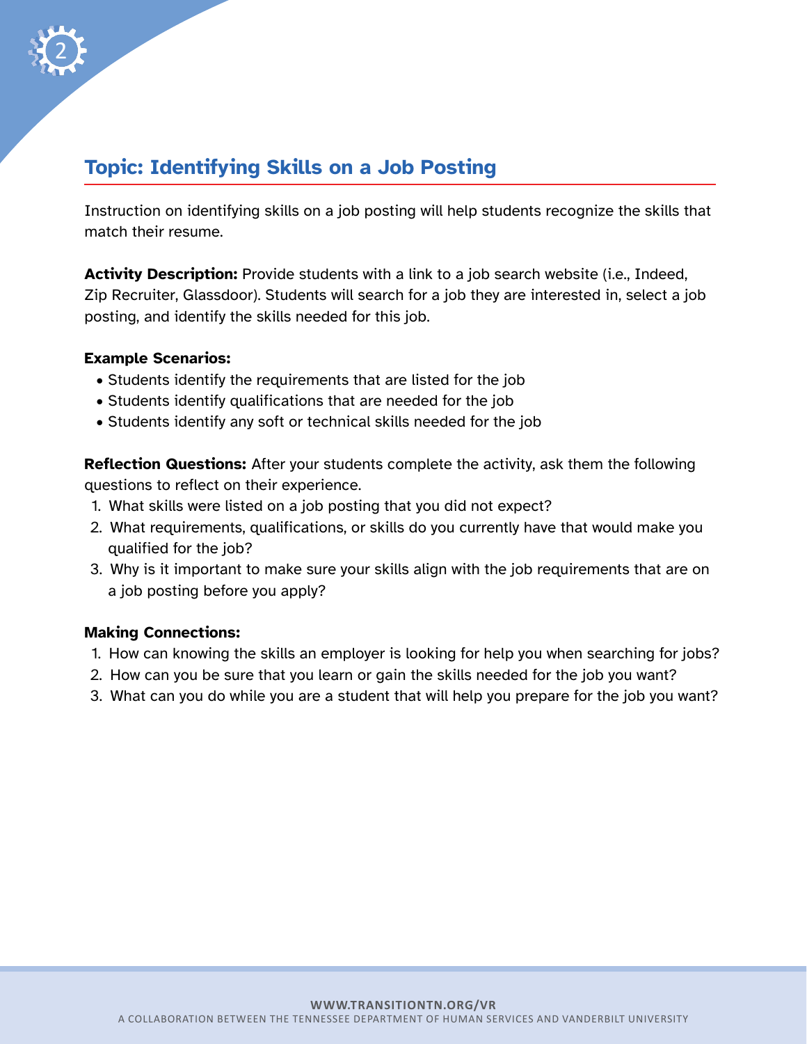## Topic: Identifying Skills on a Job Posting

Instruction on identifying skills on a job posting will help students recognize the skills that match their resume.

**Activity Description:** Provide students with a link to a job search website (i.e., Indeed, Zip Recruiter, Glassdoor). Students will search for a job they are interested in, select a job posting, and identify the skills needed for this job.

**Example Scenarios:**

- Students identify the requirements that are listed for the job
- Students identify qualifications that are needed for the job
- Students identify any soft or technical skills needed for the job

**Reflection Questions:** After your students complete the activity, ask them the following questions to reflect on their experience.

1. What skills were listed on a job posting that you did not expect?
2. What requirements, qualifications, or skills do you currently have that would make you qualified for the job?
3. Why is it important to make sure your skills align with the job requirements that are on a job posting before you apply?

**Making Connections:**

1. How can knowing the skills an employer is looking for help you when searching for jobs?
2. How can you be sure that you learn or gain the skills needed for the job you want?
3. What can you do while you are a student that will help you prepare for the job you want?